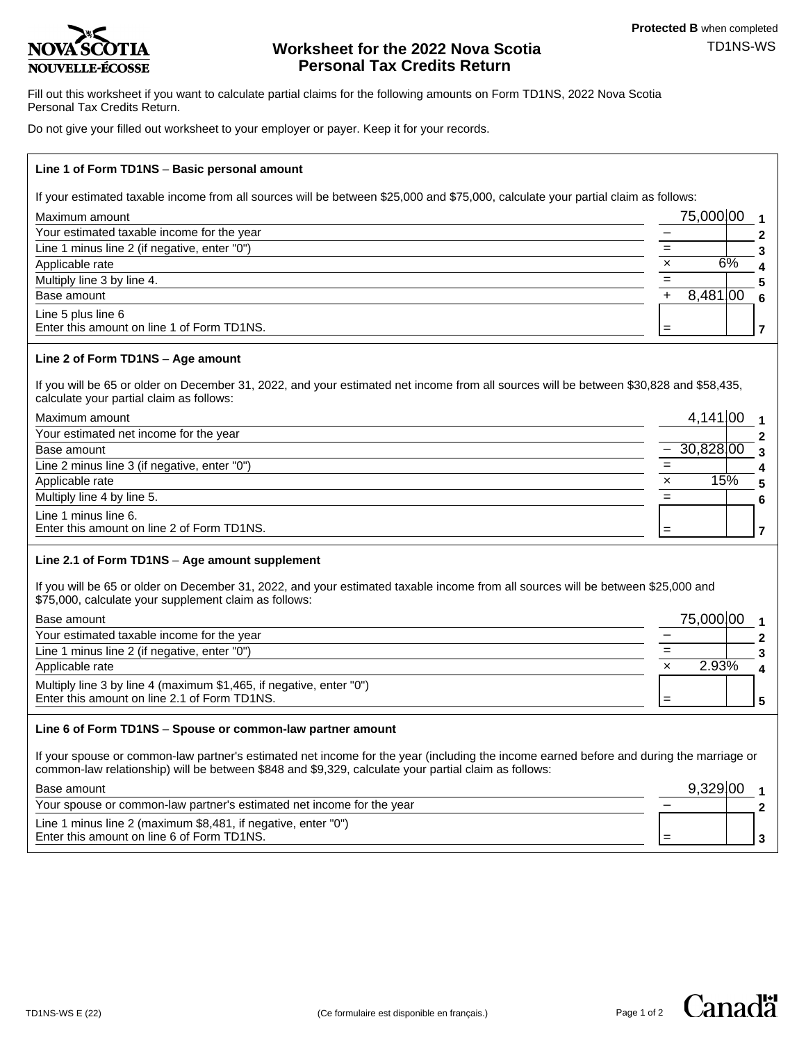**Protected B** when completed

TD1NS-WS

# Worksheet for the 2022 Nova Scotia Personal Tax Credits Return

Fill out this worksheet if you want to calculate partial claims for the following amounts on Form TD1NS, 2022 Nova Scotia Personal Tax Credits Return.

Do not give your filled out worksheet to your employer or payer. Keep it for your records.

## Line 1 of Form TD1NS – Basic personal amount

If your estimated taxable income from all sources will be between $25,000 and $75,000, calculate your partial claim as follows:

| Description | Amount | Line |
|---|---|---|
| Maximum amount | 75,000.00 | 1 |
| Your estimated taxable income for the year | – | 2 |
| Line 1 minus line 2 (if negative, enter "0") | = | 3 |
| Applicable rate | × 6% | 4 |
| Multiply line 3 by line 4. | = | 5 |
| Base amount | + 8,481.00 | 6 |
| Line 5 plus line 6<br>Enter this amount on line 1 of Form TD1NS. | = | 7 |

## Line 2 of Form TD1NS – Age amount

If you will be 65 or older on December 31, 2022, and your estimated net income from all sources will be between $30,828 and $58,435, calculate your partial claim as follows:

| Description | Amount | Line |
|---|---|---|
| Maximum amount | 4,141.00 | 1 |
| Your estimated net income for the year | | 2 |
| Base amount | – 30,828.00 | 3 |
| Line 2 minus line 3 (if negative, enter "0") | = | 4 |
| Applicable rate | × 15% | 5 |
| Multiply line 4 by line 5. | = | 6 |
| Line 1 minus line 6.<br>Enter this amount on line 2 of Form TD1NS. | = | 7 |

## Line 2.1 of Form TD1NS – Age amount supplement

If you will be 65 or older on December 31, 2022, and your estimated taxable income from all sources will be between $25,000 and $75,000, calculate your supplement claim as follows:

| Description | Amount | Line |
|---|---|---|
| Base amount | 75,000.00 | 1 |
| Your estimated taxable income for the year | – | 2 |
| Line 1 minus line 2 (if negative, enter "0") | = | 3 |
| Applicable rate | × 2.93% | 4 |
| Multiply line 3 by line 4 (maximum $1,465, if negative, enter "0")<br>Enter this amount on line 2.1 of Form TD1NS. | = | 5 |

## Line 6 of Form TD1NS – Spouse or common-law partner amount

If your spouse or common-law partner's estimated net income for the year (including the income earned before and during the marriage or common-law relationship) will be between $848 and $9,329, calculate your partial claim as follows:

| Description | Amount | Line |
|---|---|---|
| Base amount | 9,329.00 | 1 |
| Your spouse or common-law partner's estimated net income for the year | – | 2 |
| Line 1 minus line 2 (maximum $8,481, if negative, enter "0")<br>Enter this amount on line 6 of Form TD1NS. | = | 3 |

TD1NS-WS E (22)

(Ce formulaire est disponible en français.)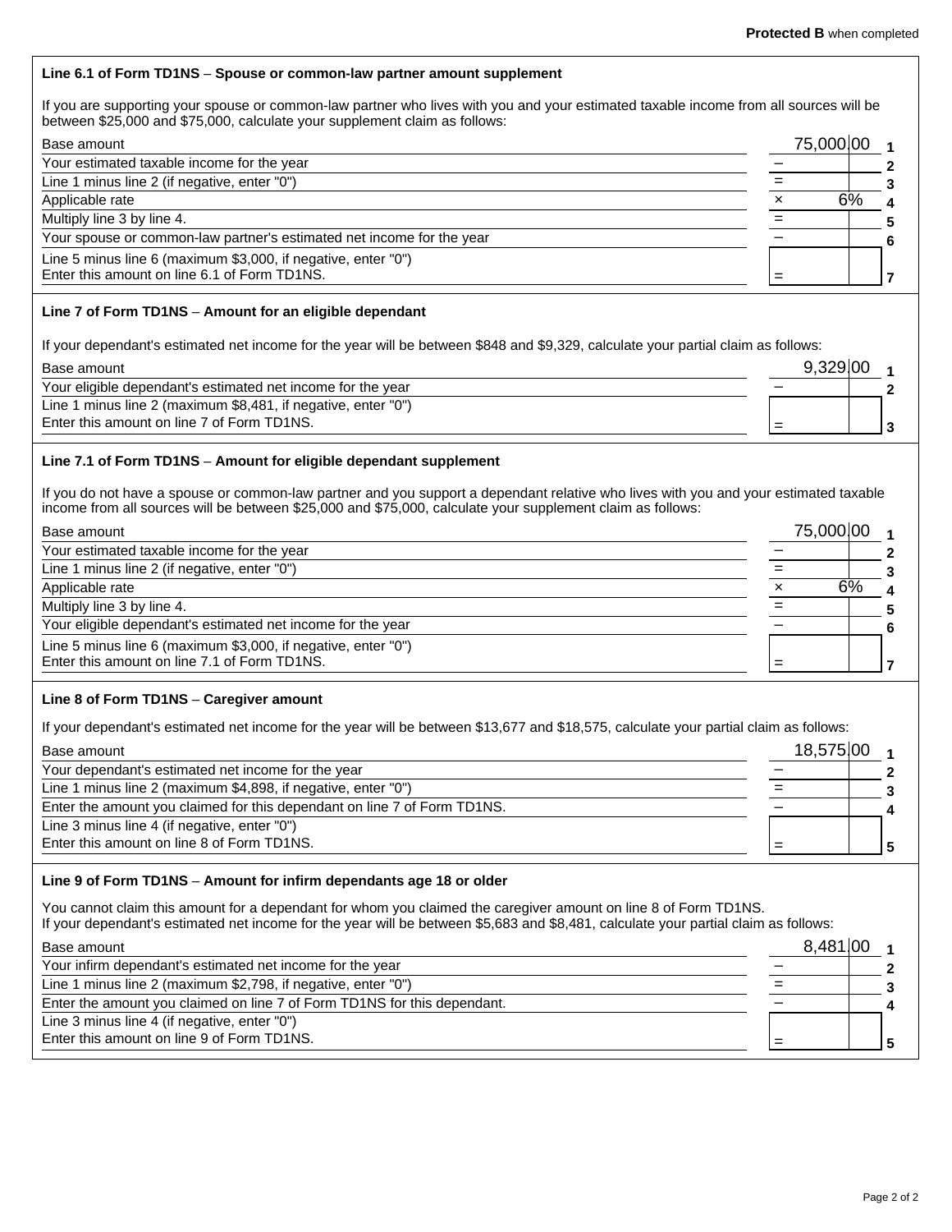Protected B when completed

### Line 6.1 of Form TD1NS – Spouse or common-law partner amount supplement

If you are supporting your spouse or common-law partner who lives with you and your estimated taxable income from all sources will be between $25,000 and $75,000, calculate your supplement claim as follows:

| | | |
|---|---|---|
| Base amount | 75,000.00 | 1 |
| Your estimated taxable income for the year | – | 2 |
| Line 1 minus line 2 (if negative, enter "0") | = | 3 |
| Applicable rate | × 6% | 4 |
| Multiply line 3 by line 4. | = | 5 |
| Your spouse or common-law partner's estimated net income for the year | – | 6 |
| Line 5 minus line 6 (maximum $3,000, if negative, enter "0") Enter this amount on line 6.1 of Form TD1NS. | = | 7 |

### Line 7 of Form TD1NS – Amount for an eligible dependant

If your dependant's estimated net income for the year will be between $848 and $9,329, calculate your partial claim as follows:

| | | |
|---|---|---|
| Base amount | 9,329.00 | 1 |
| Your eligible dependant's estimated net income for the year | – | 2 |
| Line 1 minus line 2 (maximum $8,481, if negative, enter "0") Enter this amount on line 7 of Form TD1NS. | = | 3 |

### Line 7.1 of Form TD1NS – Amount for eligible dependant supplement

If you do not have a spouse or common-law partner and you support a dependant relative who lives with you and your estimated taxable income from all sources will be between $25,000 and $75,000, calculate your supplement claim as follows:

| | | |
|---|---|---|
| Base amount | 75,000.00 | 1 |
| Your estimated taxable income for the year | – | 2 |
| Line 1 minus line 2 (if negative, enter "0") | = | 3 |
| Applicable rate | × 6% | 4 |
| Multiply line 3 by line 4. | = | 5 |
| Your eligible dependant's estimated net income for the year | – | 6 |
| Line 5 minus line 6 (maximum $3,000, if negative, enter "0") Enter this amount on line 7.1 of Form TD1NS. | = | 7 |

### Line 8 of Form TD1NS – Caregiver amount

If your dependant's estimated net income for the year will be between $13,677 and $18,575, calculate your partial claim as follows:

| | | |
|---|---|---|
| Base amount | 18,575.00 | 1 |
| Your dependant's estimated net income for the year | – | 2 |
| Line 1 minus line 2 (maximum $4,898, if negative, enter "0") | = | 3 |
| Enter the amount you claimed for this dependant on line 7 of Form TD1NS. | – | 4 |
| Line 3 minus line 4 (if negative, enter "0") Enter this amount on line 8 of Form TD1NS. | = | 5 |

### Line 9 of Form TD1NS – Amount for infirm dependants age 18 or older

You cannot claim this amount for a dependant for whom you claimed the caregiver amount on line 8 of Form TD1NS.
If your dependant's estimated net income for the year will be between $5,683 and $8,481, calculate your partial claim as follows:

| | | |
|---|---|---|
| Base amount | 8,481.00 | 1 |
| Your infirm dependant's estimated net income for the year | – | 2 |
| Line 1 minus line 2 (maximum $2,798, if negative, enter "0") | = | 3 |
| Enter the amount you claimed on line 7 of Form TD1NS for this dependant. | – | 4 |
| Line 3 minus line 4 (if negative, enter "0") Enter this amount on line 9 of Form TD1NS. | = | 5 |